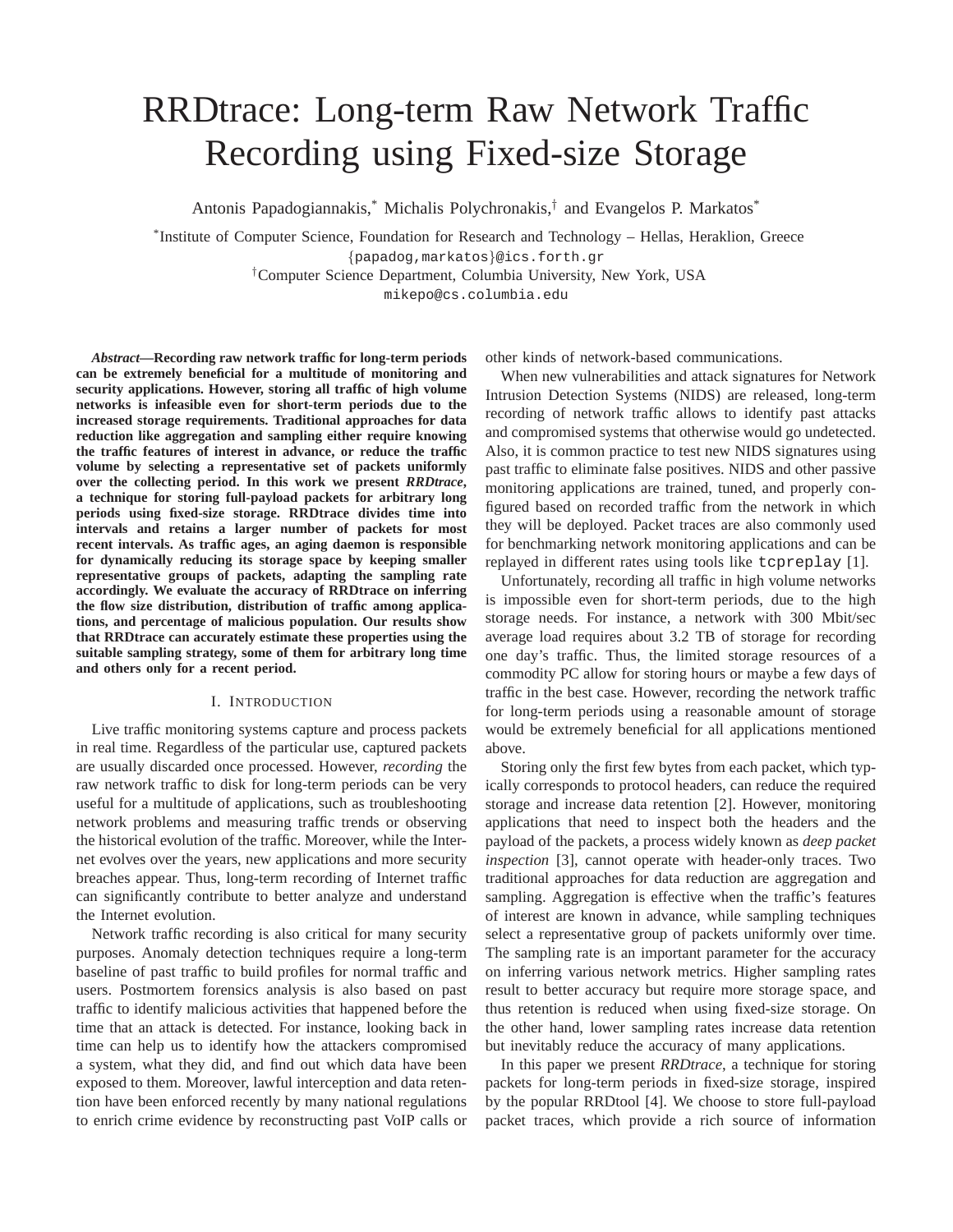# RRDtrace: Long-term Raw Network Traffic Recording using Fixed-size Storage

Antonis Papadogiannakis,* Michalis Polychronakis,† and Evangelos P. Markatos*

*Institute of Computer Science, Foundation for Research and Technology – Hellas, Heraklion, Greece
{papadog,markatos}@ics.forth.gr
†Computer Science Department, Columbia University, New York, USA
mikepo@cs.columbia.edu

***Abstract*—Recording raw network traffic for long-term periods can be extremely beneficial for a multitude of monitoring and security applications. However, storing all traffic of high volume networks is infeasible even for short-term periods due to the increased storage requirements. Traditional approaches for data reduction like aggregation and sampling either require knowing the traffic features of interest in advance, or reduce the traffic volume by selecting a representative set of packets uniformly over the collecting period. In this work we present *RRDtrace*, a technique for storing full-payload packets for arbitrary long periods using fixed-size storage. RRDtrace divides time into intervals and retains a larger number of packets for most recent intervals. As traffic ages, an aging daemon is responsible for dynamically reducing its storage space by keeping smaller representative groups of packets, adapting the sampling rate accordingly. We evaluate the accuracy of RRDtrace on inferring the flow size distribution, distribution of traffic among applications, and percentage of malicious population. Our results show that RRDtrace can accurately estimate these properties using the suitable sampling strategy, some of them for arbitrary long time and others only for a recent period.**

## I. Introduction

Live traffic monitoring systems capture and process packets in real time. Regardless of the particular use, captured packets are usually discarded once processed. However, *recording* the raw network traffic to disk for long-term periods can be very useful for a multitude of applications, such as troubleshooting network problems and measuring traffic trends or observing the historical evolution of the traffic. Moreover, while the Internet evolves over the years, new applications and more security breaches appear. Thus, long-term recording of Internet traffic can significantly contribute to better analyze and understand the Internet evolution.

Network traffic recording is also critical for many security purposes. Anomaly detection techniques require a long-term baseline of past traffic to build profiles for normal traffic and users. Postmortem forensics analysis is also based on past traffic to identify malicious activities that happened before the time that an attack is detected. For instance, looking back in time can help us to identify how the attackers compromised a system, what they did, and find out which data have been exposed to them. Moreover, lawful interception and data retention have been enforced recently by many national regulations to enrich crime evidence by reconstructing past VoIP calls or other kinds of network-based communications.

When new vulnerabilities and attack signatures for Network Intrusion Detection Systems (NIDS) are released, long-term recording of network traffic allows to identify past attacks and compromised systems that otherwise would go undetected. Also, it is common practice to test new NIDS signatures using past traffic to eliminate false positives. NIDS and other passive monitoring applications are trained, tuned, and properly configured based on recorded traffic from the network in which they will be deployed. Packet traces are also commonly used for benchmarking network monitoring applications and can be replayed in different rates using tools like `tcpreplay` [1].

Unfortunately, recording all traffic in high volume networks is impossible even for short-term periods, due to the high storage needs. For instance, a network with 300 Mbit/sec average load requires about 3.2 TB of storage for recording one day's traffic. Thus, the limited storage resources of a commodity PC allow for storing hours or maybe a few days of traffic in the best case. However, recording the network traffic for long-term periods using a reasonable amount of storage would be extremely beneficial for all applications mentioned above.

Storing only the first few bytes from each packet, which typically corresponds to protocol headers, can reduce the required storage and increase data retention [2]. However, monitoring applications that need to inspect both the headers and the payload of the packets, a process widely known as *deep packet inspection* [3], cannot operate with header-only traces. Two traditional approaches for data reduction are aggregation and sampling. Aggregation is effective when the traffic's features of interest are known in advance, while sampling techniques select a representative group of packets uniformly over time. The sampling rate is an important parameter for the accuracy on inferring various network metrics. Higher sampling rates result to better accuracy but require more storage space, and thus retention is reduced when using fixed-size storage. On the other hand, lower sampling rates increase data retention but inevitably reduce the accuracy of many applications.

In this paper we present *RRDtrace*, a technique for storing packets for long-term periods in fixed-size storage, inspired by the popular RRDtool [4]. We choose to store full-payload packet traces, which provide a rich source of information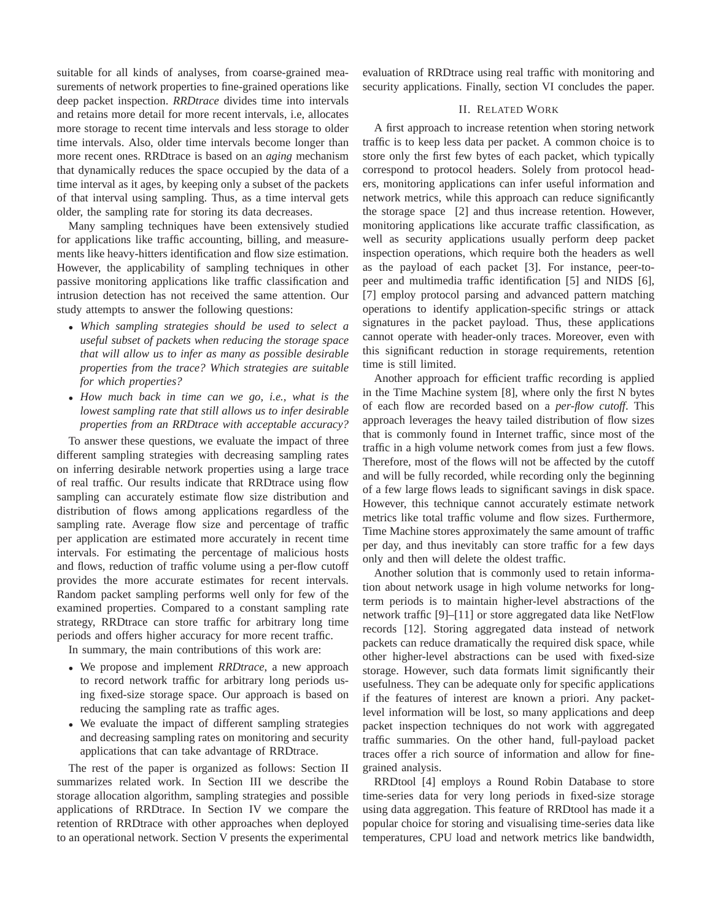suitable for all kinds of analyses, from coarse-grained measurements of network properties to fine-grained operations like deep packet inspection. *RRDtrace* divides time into intervals and retains more detail for more recent intervals, i.e, allocates more storage to recent time intervals and less storage to older time intervals. Also, older time intervals become longer than more recent ones. RRDtrace is based on an *aging* mechanism that dynamically reduces the space occupied by the data of a time interval as it ages, by keeping only a subset of the packets of that interval using sampling. Thus, as a time interval gets older, the sampling rate for storing its data decreases.

Many sampling techniques have been extensively studied for applications like traffic accounting, billing, and measurements like heavy-hitters identification and flow size estimation. However, the applicability of sampling techniques in other passive monitoring applications like traffic classification and intrusion detection has not received the same attention. Our study attempts to answer the following questions:

- *Which sampling strategies should be used to select a useful subset of packets when reducing the storage space that will allow us to infer as many as possible desirable properties from the trace? Which strategies are suitable for which properties?*
- *How much back in time can we go, i.e., what is the lowest sampling rate that still allows us to infer desirable properties from an RRDtrace with acceptable accuracy?*

To answer these questions, we evaluate the impact of three different sampling strategies with decreasing sampling rates on inferring desirable network properties using a large trace of real traffic. Our results indicate that RRDtrace using flow sampling can accurately estimate flow size distribution and distribution of flows among applications regardless of the sampling rate. Average flow size and percentage of traffic per application are estimated more accurately in recent time intervals. For estimating the percentage of malicious hosts and flows, reduction of traffic volume using a per-flow cutoff provides the more accurate estimates for recent intervals. Random packet sampling performs well only for few of the examined properties. Compared to a constant sampling rate strategy, RRDtrace can store traffic for arbitrary long time periods and offers higher accuracy for more recent traffic.

In summary, the main contributions of this work are:

- We propose and implement *RRDtrace*, a new approach to record network traffic for arbitrary long periods using fixed-size storage space. Our approach is based on reducing the sampling rate as traffic ages.
- We evaluate the impact of different sampling strategies and decreasing sampling rates on monitoring and security applications that can take advantage of RRDtrace.

The rest of the paper is organized as follows: Section II summarizes related work. In Section III we describe the storage allocation algorithm, sampling strategies and possible applications of RRDtrace. In Section IV we compare the retention of RRDtrace with other approaches when deployed to an operational network. Section V presents the experimental evaluation of RRDtrace using real traffic with monitoring and security applications. Finally, section VI concludes the paper.

## II. Related Work

A first approach to increase retention when storing network traffic is to keep less data per packet. A common choice is to store only the first few bytes of each packet, which typically correspond to protocol headers. Solely from protocol headers, monitoring applications can infer useful information and network metrics, while this approach can reduce significantly the storage space [2] and thus increase retention. However, monitoring applications like accurate traffic classification, as well as security applications usually perform deep packet inspection operations, which require both the headers as well as the payload of each packet [3]. For instance, peer-to-peer and multimedia traffic identification [5] and NIDS [6], [7] employ protocol parsing and advanced pattern matching operations to identify application-specific strings or attack signatures in the packet payload. Thus, these applications cannot operate with header-only traces. Moreover, even with this significant reduction in storage requirements, retention time is still limited.

Another approach for efficient traffic recording is applied in the Time Machine system [8], where only the first N bytes of each flow are recorded based on a *per-flow cutoff*. This approach leverages the heavy tailed distribution of flow sizes that is commonly found in Internet traffic, since most of the traffic in a high volume network comes from just a few flows. Therefore, most of the flows will not be affected by the cutoff and will be fully recorded, while recording only the beginning of a few large flows leads to significant savings in disk space. However, this technique cannot accurately estimate network metrics like total traffic volume and flow sizes. Furthermore, Time Machine stores approximately the same amount of traffic per day, and thus inevitably can store traffic for a few days only and then will delete the oldest traffic.

Another solution that is commonly used to retain information about network usage in high volume networks for long-term periods is to maintain higher-level abstractions of the network traffic [9]–[11] or store aggregated data like NetFlow records [12]. Storing aggregated data instead of network packets can reduce dramatically the required disk space, while other higher-level abstractions can be used with fixed-size storage. However, such data formats limit significantly their usefulness. They can be adequate only for specific applications if the features of interest are known a priori. Any packet-level information will be lost, so many applications and deep packet inspection techniques do not work with aggregated traffic summaries. On the other hand, full-payload packet traces offer a rich source of information and allow for fine-grained analysis.

RRDtool [4] employs a Round Robin Database to store time-series data for very long periods in fixed-size storage using data aggregation. This feature of RRDtool has made it a popular choice for storing and visualising time-series data like temperatures, CPU load and network metrics like bandwidth,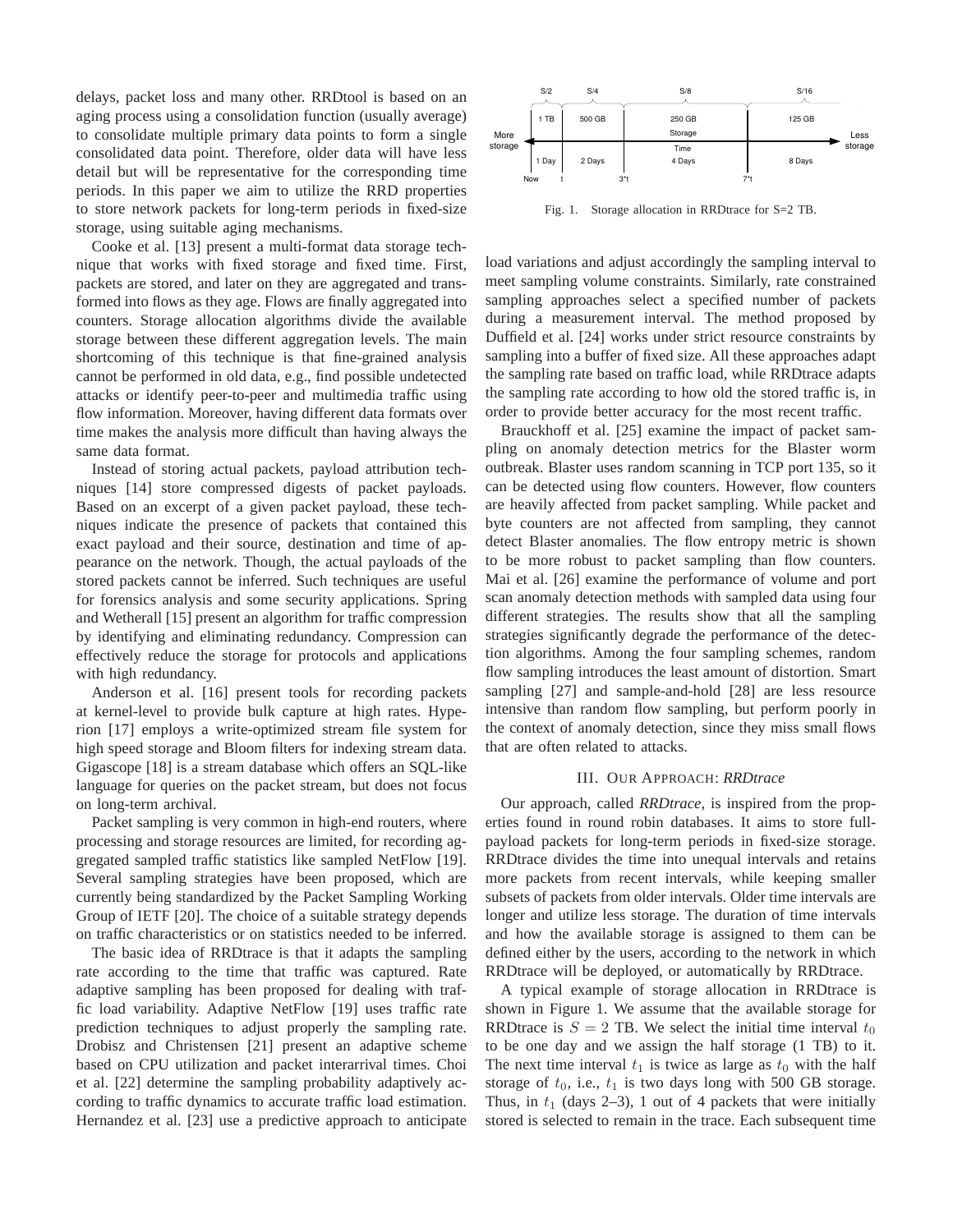delays, packet loss and many other. RRDtool is based on an aging process using a consolidation function (usually average) to consolidate multiple primary data points to form a single consolidated data point. Therefore, older data will have less detail but will be representative for the corresponding time periods. In this paper we aim to utilize the RRD properties to store network packets for long-term periods in fixed-size storage, using suitable aging mechanisms.

Cooke et al. [13] present a multi-format data storage technique that works with fixed storage and fixed time. First, packets are stored, and later on they are aggregated and transformed into flows as they age. Flows are finally aggregated into counters. Storage allocation algorithms divide the available storage between these different aggregation levels. The main shortcoming of this technique is that fine-grained analysis cannot be performed in old data, e.g., find possible undetected attacks or identify peer-to-peer and multimedia traffic using flow information. Moreover, having different data formats over time makes the analysis more difficult than having always the same data format.

Instead of storing actual packets, payload attribution techniques [14] store compressed digests of packet payloads. Based on an excerpt of a given packet payload, these techniques indicate the presence of packets that contained this exact payload and their source, destination and time of appearance on the network. Though, the actual payloads of the stored packets cannot be inferred. Such techniques are useful for forensics analysis and some security applications. Spring and Wetherall [15] present an algorithm for traffic compression by identifying and eliminating redundancy. Compression can effectively reduce the storage for protocols and applications with high redundancy.

Anderson et al. [16] present tools for recording packets at kernel-level to provide bulk capture at high rates. Hyperion [17] employs a write-optimized stream file system for high speed storage and Bloom filters for indexing stream data. Gigascope [18] is a stream database which offers an SQL-like language for queries on the packet stream, but does not focus on long-term archival.

Packet sampling is very common in high-end routers, where processing and storage resources are limited, for recording aggregated sampled traffic statistics like sampled NetFlow [19]. Several sampling strategies have been proposed, which are currently being standardized by the Packet Sampling Working Group of IETF [20]. The choice of a suitable strategy depends on traffic characteristics or on statistics needed to be inferred.

The basic idea of RRDtrace is that it adapts the sampling rate according to the time that traffic was captured. Rate adaptive sampling has been proposed for dealing with traffic load variability. Adaptive NetFlow [19] uses traffic rate prediction techniques to adjust properly the sampling rate. Drobisz and Christensen [21] present an adaptive scheme based on CPU utilization and packet interarrival times. Choi et al. [22] determine the sampling probability adaptively according to traffic dynamics to accurate traffic load estimation. Hernandez et al. [23] use a predictive approach to anticipate load variations and adjust accordingly the sampling interval to meet sampling volume constraints. Similarly, rate constrained sampling approaches select a specified number of packets during a measurement interval. The method proposed by Duffield et al. [24] works under strict resource constraints by sampling into a buffer of fixed size. All these approaches adapt the sampling rate based on traffic load, while RRDtrace adapts the sampling rate according to how old the stored traffic is, in order to provide better accuracy for the most recent traffic.

Brauckhoff et al. [25] examine the impact of packet sampling on anomaly detection metrics for the Blaster worm outbreak. Blaster uses random scanning in TCP port 135, so it can be detected using flow counters. However, flow counters are heavily affected from packet sampling. While packet and byte counters are not affected from sampling, they cannot detect Blaster anomalies. The flow entropy metric is shown to be more robust to packet sampling than flow counters. Mai et al. [26] examine the performance of volume and port scan anomaly detection methods with sampled data using four different strategies. The results show that all the sampling strategies significantly degrade the performance of the detection algorithms. Among the four sampling schemes, random flow sampling introduces the least amount of distortion. Smart sampling [27] and sample-and-hold [28] are less resource intensive than random flow sampling, but perform poorly in the context of anomaly detection, since they miss small flows that are often related to attacks.

Fig. 1. Storage allocation in RRDtrace for S=2 TB.

## III. Our Approach: *RRDtrace*

Our approach, called *RRDtrace*, is inspired from the properties found in round robin databases. It aims to store full-payload packets for long-term periods in fixed-size storage. RRDtrace divides the time into unequal intervals and retains more packets from recent intervals, while keeping smaller subsets of packets from older intervals. Older time intervals are longer and utilize less storage. The duration of time intervals and how the available storage is assigned to them can be defined either by the users, according to the network in which RRDtrace will be deployed, or automatically by RRDtrace.

A typical example of storage allocation in RRDtrace is shown in Figure 1. We assume that the available storage for RRDtrace is $S = 2$ TB. We select the initial time interval $t_0$ to be one day and we assign the half storage (1 TB) to it. The next time interval $t_1$ is twice as large as $t_0$ with the half storage of $t_0$, i.e., $t_1$ is two days long with 500 GB storage. Thus, in $t_1$ (days 2–3), 1 out of 4 packets that were initially stored is selected to remain in the trace. Each subsequent time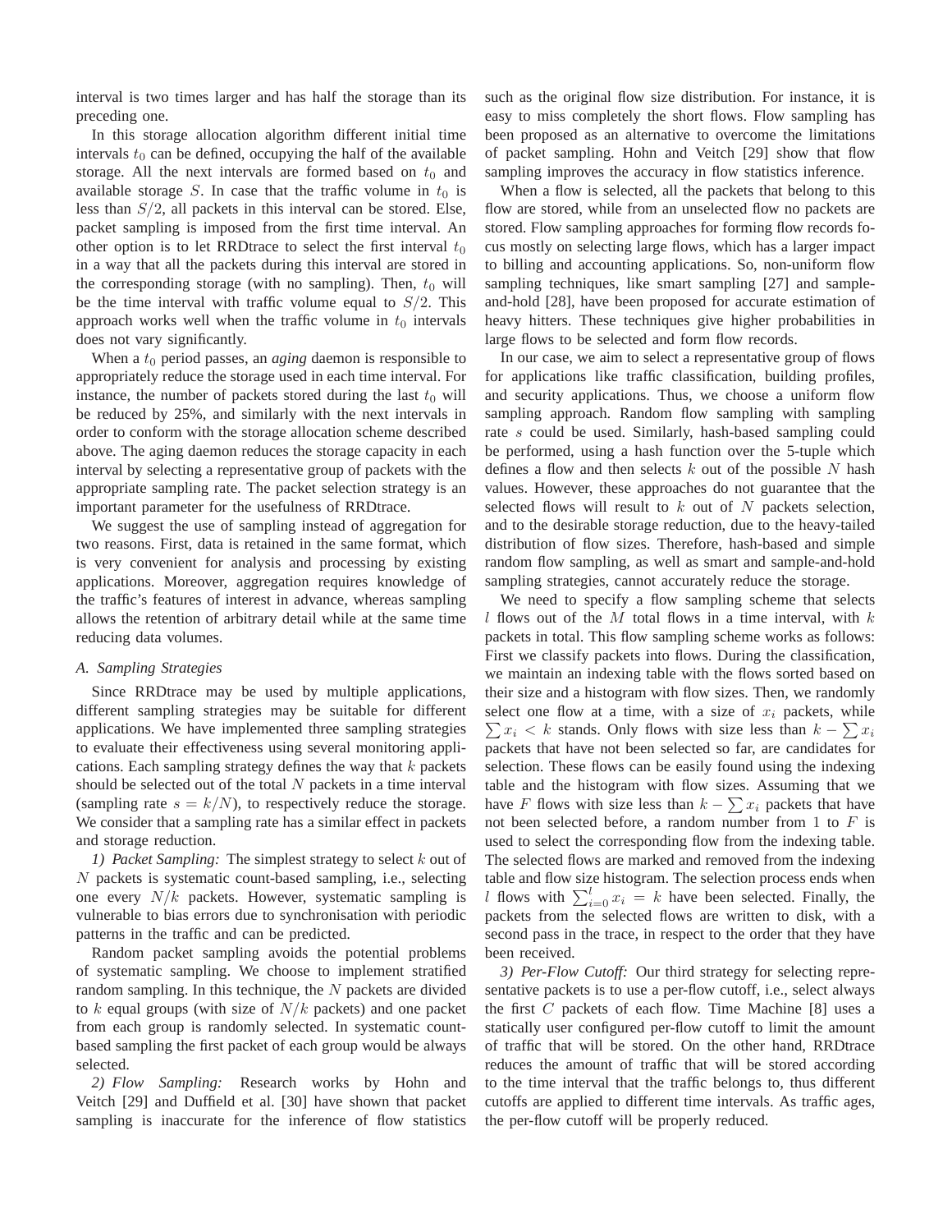interval is two times larger and has half the storage than its preceding one.

In this storage allocation algorithm different initial time intervals $t_0$ can be defined, occupying the half of the available storage. All the next intervals are formed based on $t_0$ and available storage $S$. In case that the traffic volume in $t_0$ is less than $S/2$, all packets in this interval can be stored. Else, packet sampling is imposed from the first time interval. An other option is to let RRDtrace to select the first interval $t_0$ in a way that all the packets during this interval are stored in the corresponding storage (with no sampling). Then, $t_0$ will be the time interval with traffic volume equal to $S/2$. This approach works well when the traffic volume in $t_0$ intervals does not vary significantly.

When a $t_0$ period passes, an *aging* daemon is responsible to appropriately reduce the storage used in each time interval. For instance, the number of packets stored during the last $t_0$ will be reduced by 25%, and similarly with the next intervals in order to conform with the storage allocation scheme described above. The aging daemon reduces the storage capacity in each interval by selecting a representative group of packets with the appropriate sampling rate. The packet selection strategy is an important parameter for the usefulness of RRDtrace.

We suggest the use of sampling instead of aggregation for two reasons. First, data is retained in the same format, which is very convenient for analysis and processing by existing applications. Moreover, aggregation requires knowledge of the traffic's features of interest in advance, whereas sampling allows the retention of arbitrary detail while at the same time reducing data volumes.

### A. Sampling Strategies

Since RRDtrace may be used by multiple applications, different sampling strategies may be suitable for different applications. We have implemented three sampling strategies to evaluate their effectiveness using several monitoring applications. Each sampling strategy defines the way that $k$ packets should be selected out of the total $N$ packets in a time interval (sampling rate $s = k/N$), to respectively reduce the storage. We consider that a sampling rate has a similar effect in packets and storage reduction.

*1) Packet Sampling:* The simplest strategy to select $k$ out of $N$ packets is systematic count-based sampling, i.e., selecting one every $N/k$ packets. However, systematic sampling is vulnerable to bias errors due to synchronisation with periodic patterns in the traffic and can be predicted.

Random packet sampling avoids the potential problems of systematic sampling. We choose to implement stratified random sampling. In this technique, the $N$ packets are divided to $k$ equal groups (with size of $N/k$ packets) and one packet from each group is randomly selected. In systematic count-based sampling the first packet of each group would be always selected.

*2) Flow Sampling:* Research works by Hohn and Veitch [29] and Duffield et al. [30] have shown that packet sampling is inaccurate for the inference of flow statistics such as the original flow size distribution. For instance, it is easy to miss completely the short flows. Flow sampling has been proposed as an alternative to overcome the limitations of packet sampling. Hohn and Veitch [29] show that flow sampling improves the accuracy in flow statistics inference.

When a flow is selected, all the packets that belong to this flow are stored, while from an unselected flow no packets are stored. Flow sampling approaches for forming flow records focus mostly on selecting large flows, which has a larger impact to billing and accounting applications. So, non-uniform flow sampling techniques, like smart sampling [27] and sample-and-hold [28], have been proposed for accurate estimation of heavy hitters. These techniques give higher probabilities in large flows to be selected and form flow records.

In our case, we aim to select a representative group of flows for applications like traffic classification, building profiles, and security applications. Thus, we choose a uniform flow sampling approach. Random flow sampling with sampling rate $s$ could be used. Similarly, hash-based sampling could be performed, using a hash function over the 5-tuple which defines a flow and then selects $k$ out of the possible $N$ hash values. However, these approaches do not guarantee that the selected flows will result to $k$ out of $N$ packets selection, and to the desirable storage reduction, due to the heavy-tailed distribution of flow sizes. Therefore, hash-based and simple random flow sampling, as well as smart and sample-and-hold sampling strategies, cannot accurately reduce the storage.

We need to specify a flow sampling scheme that selects $l$ flows out of the $M$ total flows in a time interval, with $k$ packets in total. This flow sampling scheme works as follows: First we classify packets into flows. During the classification, we maintain an indexing table with the flows sorted based on their size and a histogram with flow sizes. Then, we randomly select one flow at a time, with a size of $x_i$ packets, while $\sum x_i < k$ stands. Only flows with size less than $k - \sum x_i$ packets that have not been selected so far, are candidates for selection. These flows can be easily found using the indexing table and the histogram with flow sizes. Assuming that we have $F$ flows with size less than $k - \sum x_i$ packets that have not been selected before, a random number from 1 to $F$ is used to select the corresponding flow from the indexing table. The selected flows are marked and removed from the indexing table and flow size histogram. The selection process ends when $l$ flows with $\sum_{i=0}^{l} x_i = k$ have been selected. Finally, the packets from the selected flows are written to disk, with a second pass in the trace, in respect to the order that they have been received.

*3) Per-Flow Cutoff:* Our third strategy for selecting representative packets is to use a per-flow cutoff, i.e., select always the first $C$ packets of each flow. Time Machine [8] uses a statically user configured per-flow cutoff to limit the amount of traffic that will be stored. On the other hand, RRDtrace reduces the amount of traffic that will be stored according to the time interval that the traffic belongs to, thus different cutoffs are applied to different time intervals. As traffic ages, the per-flow cutoff will be properly reduced.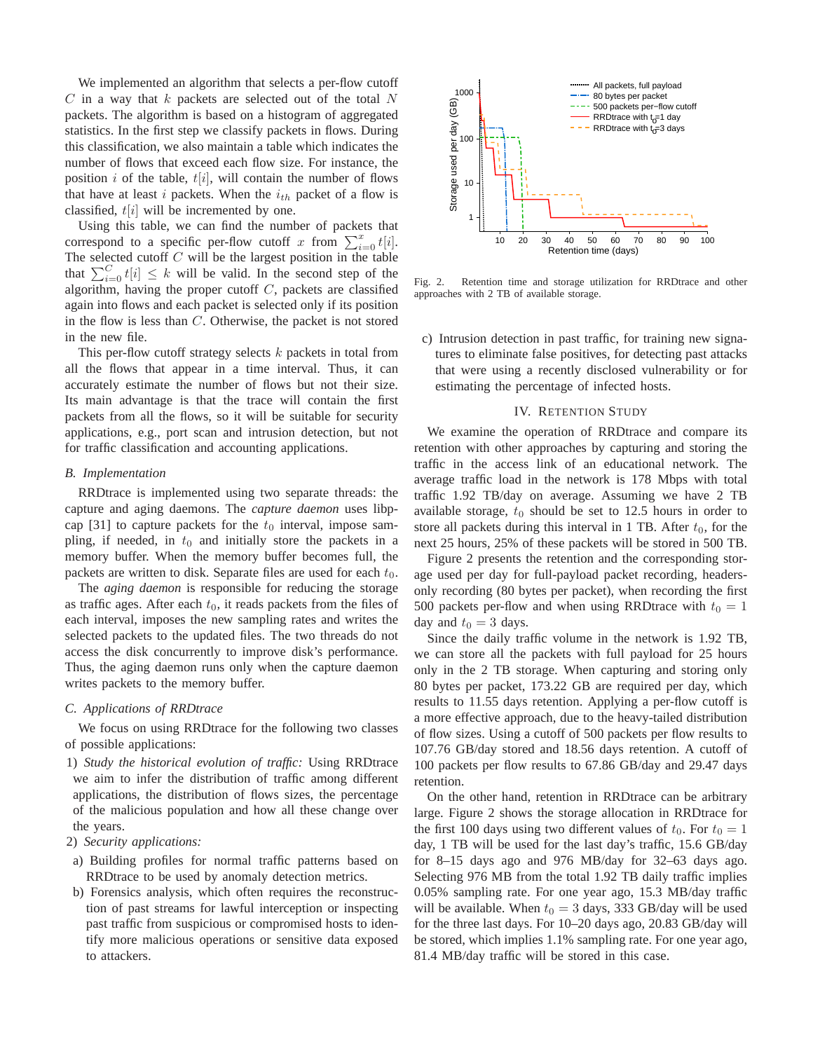We implemented an algorithm that selects a per-flow cutoff $C$ in a way that $k$ packets are selected out of the total $N$ packets. The algorithm is based on a histogram of aggregated statistics. In the first step we classify packets in flows. During this classification, we also maintain a table which indicates the number of flows that exceed each flow size. For instance, the position $i$ of the table, $t[i]$, will contain the number of flows that have at least $i$ packets. When the $i_{th}$ packet of a flow is classified, $t[i]$ will be incremented by one.

Using this table, we can find the number of packets that correspond to a specific per-flow cutoff $x$ from $\sum_{i=0}^{x} t[i]$. The selected cutoff $C$ will be the largest position in the table that $\sum_{i=0}^{C} t[i] \leq k$ will be valid. In the second step of the algorithm, having the proper cutoff $C$, packets are classified again into flows and each packet is selected only if its position in the flow is less than $C$. Otherwise, the packet is not stored in the new file.

This per-flow cutoff strategy selects $k$ packets in total from all the flows that appear in a time interval. Thus, it can accurately estimate the number of flows but not their size. Its main advantage is that the trace will contain the first packets from all the flows, so it will be suitable for security applications, e.g., port scan and intrusion detection, but not for traffic classification and accounting applications.

### B. Implementation

RRDtrace is implemented using two separate threads: the capture and aging daemons. The *capture daemon* uses libpcap [31] to capture packets for the $t_0$ interval, impose sampling, if needed, in $t_0$ and initially store the packets in a memory buffer. When the memory buffer becomes full, the packets are written to disk. Separate files are used for each $t_0$.

The *aging daemon* is responsible for reducing the storage as traffic ages. After each $t_0$, it reads packets from the files of each interval, imposes the new sampling rates and writes the selected packets to the updated files. The two threads do not access the disk concurrently to improve disk's performance. Thus, the aging daemon runs only when the capture daemon writes packets to the memory buffer.

### C. Applications of RRDtrace

We focus on using RRDtrace for the following two classes of possible applications:

1) *Study the historical evolution of traffic:* Using RRDtrace we aim to infer the distribution of traffic among different applications, the distribution of flows sizes, the percentage of the malicious population and how all these change over the years.
2) *Security applications:*
   a) Building profiles for normal traffic patterns based on RRDtrace to be used by anomaly detection metrics.
   b) Forensics analysis, which often requires the reconstruction of past streams for lawful interception or inspecting past traffic from suspicious or compromised hosts to identify more malicious operations or sensitive data exposed to attackers.
   c) Intrusion detection in past traffic, for training new signatures to eliminate false positives, for detecting past attacks that were using a recently disclosed vulnerability or for estimating the percentage of infected hosts.

Fig. 2. Retention time and storage utilization for RRDtrace and other approaches with 2 TB of available storage.

## IV. Retention Study

We examine the operation of RRDtrace and compare its retention with other approaches by capturing and storing the traffic in the access link of an educational network. The average traffic load in the network is 178 Mbps with total traffic 1.92 TB/day on average. Assuming we have 2 TB available storage, $t_0$ should be set to 12.5 hours in order to store all packets during this interval in 1 TB. After $t_0$, for the next 25 hours, 25% of these packets will be stored in 500 TB.

Figure 2 presents the retention and the corresponding storage used per day for full-payload packet recording, headers-only recording (80 bytes per packet), when recording the first 500 packets per-flow and when using RRDtrace with $t_0 = 1$ day and $t_0 = 3$ days.

Since the daily traffic volume in the network is 1.92 TB, we can store all the packets with full payload for 25 hours only in the 2 TB storage. When capturing and storing only 80 bytes per packet, 173.22 GB are required per day, which results to 11.55 days retention. Applying a per-flow cutoff is a more effective approach, due to the heavy-tailed distribution of flow sizes. Using a cutoff of 500 packets per flow results to 107.76 GB/day stored and 18.56 days retention. A cutoff of 100 packets per flow results to 67.86 GB/day and 29.47 days retention.

On the other hand, retention in RRDtrace can be arbitrary large. Figure 2 shows the storage allocation in RRDtrace for the first 100 days using two different values of $t_0$. For $t_0 = 1$ day, 1 TB will be used for the last day's traffic, 15.6 GB/day for 8–15 days ago and 976 MB/day for 32–63 days ago. Selecting 976 MB from the total 1.92 TB daily traffic implies 0.05% sampling rate. For one year ago, 15.3 MB/day traffic will be available. When $t_0 = 3$ days, 333 GB/day will be used for the three last days. For 10–20 days ago, 20.83 GB/day will be stored, which implies 1.1% sampling rate. For one year ago, 81.4 MB/day traffic will be stored in this case.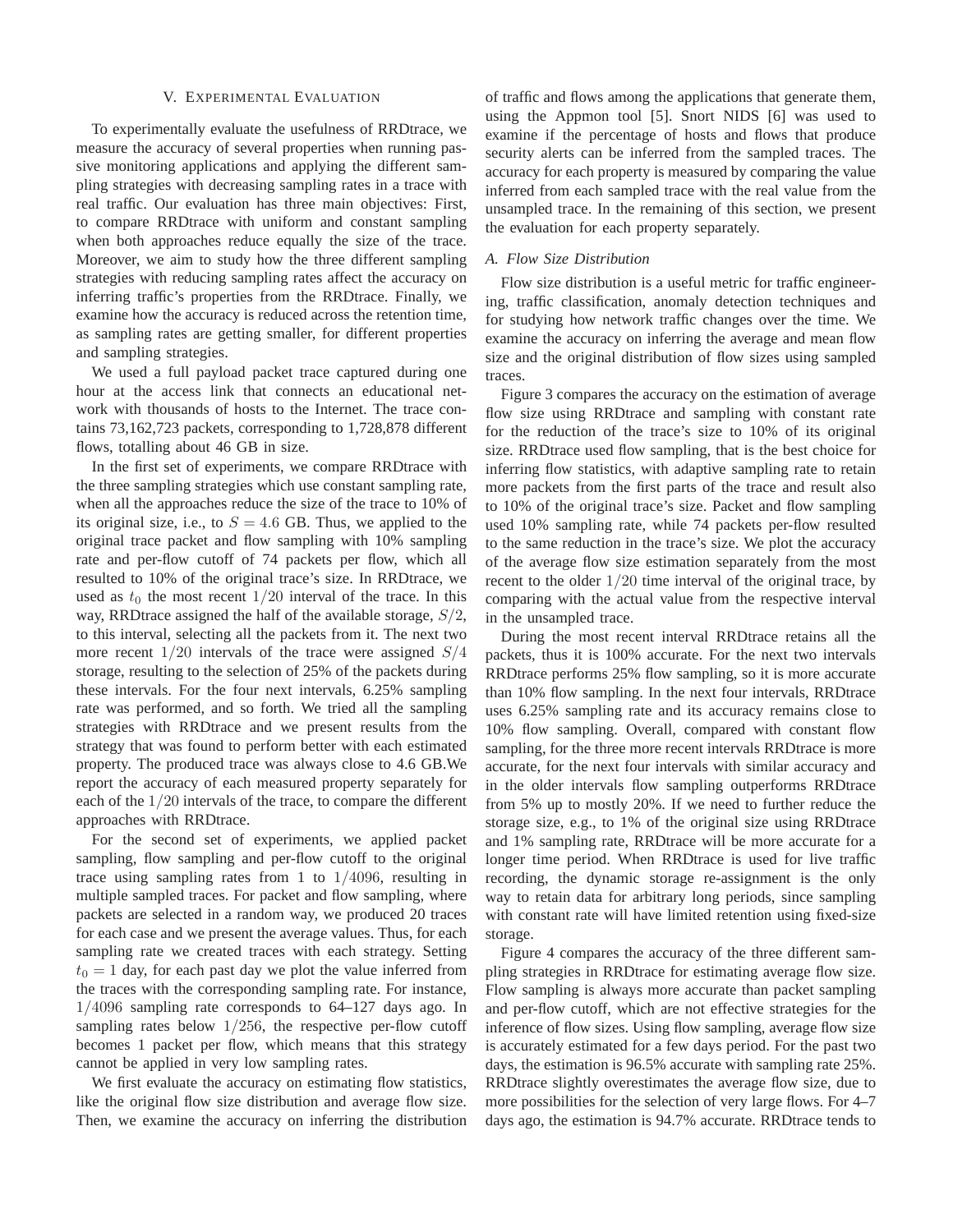## V. Experimental Evaluation

To experimentally evaluate the usefulness of RRDtrace, we measure the accuracy of several properties when running passive monitoring applications and applying the different sampling strategies with decreasing sampling rates in a trace with real traffic. Our evaluation has three main objectives: First, to compare RRDtrace with uniform and constant sampling when both approaches reduce equally the size of the trace. Moreover, we aim to study how the three different sampling strategies with reducing sampling rates affect the accuracy on inferring traffic's properties from the RRDtrace. Finally, we examine how the accuracy is reduced across the retention time, as sampling rates are getting smaller, for different properties and sampling strategies.

We used a full payload packet trace captured during one hour at the access link that connects an educational network with thousands of hosts to the Internet. The trace contains 73,162,723 packets, corresponding to 1,728,878 different flows, totalling about 46 GB in size.

In the first set of experiments, we compare RRDtrace with the three sampling strategies which use constant sampling rate, when all the approaches reduce the size of the trace to 10% of its original size, i.e., to $S = 4.6$ GB. Thus, we applied to the original trace packet and flow sampling with 10% sampling rate and per-flow cutoff of 74 packets per flow, which all resulted to 10% of the original trace's size. In RRDtrace, we used as $t_0$ the most recent $1/20$ interval of the trace. In this way, RRDtrace assigned the half of the available storage, $S/2$, to this interval, selecting all the packets from it. The next two more recent $1/20$ intervals of the trace were assigned $S/4$ storage, resulting to the selection of 25% of the packets during these intervals. For the four next intervals, 6.25% sampling rate was performed, and so forth. We tried all the sampling strategies with RRDtrace and we present results from the strategy that was found to perform better with each estimated property. The produced trace was always close to 4.6 GB.We report the accuracy of each measured property separately for each of the $1/20$ intervals of the trace, to compare the different approaches with RRDtrace.

For the second set of experiments, we applied packet sampling, flow sampling and per-flow cutoff to the original trace using sampling rates from 1 to $1/4096$, resulting in multiple sampled traces. For packet and flow sampling, where packets are selected in a random way, we produced 20 traces for each case and we present the average values. Thus, for each sampling rate we created traces with each strategy. Setting $t_0 = 1$ day, for each past day we plot the value inferred from the traces with the corresponding sampling rate. For instance, $1/4096$ sampling rate corresponds to 64–127 days ago. In sampling rates below $1/256$, the respective per-flow cutoff becomes 1 packet per flow, which means that this strategy cannot be applied in very low sampling rates.

We first evaluate the accuracy on estimating flow statistics, like the original flow size distribution and average flow size. Then, we examine the accuracy on inferring the distribution of traffic and flows among the applications that generate them, using the Appmon tool [5]. Snort NIDS [6] was used to examine if the percentage of hosts and flows that produce security alerts can be inferred from the sampled traces. The accuracy for each property is measured by comparing the value inferred from each sampled trace with the real value from the unsampled trace. In the remaining of this section, we present the evaluation for each property separately.

### A. Flow Size Distribution

Flow size distribution is a useful metric for traffic engineering, traffic classification, anomaly detection techniques and for studying how network traffic changes over the time. We examine the accuracy on inferring the average and mean flow size and the original distribution of flow sizes using sampled traces.

Figure 3 compares the accuracy on the estimation of average flow size using RRDtrace and sampling with constant rate for the reduction of the trace's size to 10% of its original size. RRDtrace used flow sampling, that is the best choice for inferring flow statistics, with adaptive sampling rate to retain more packets from the first parts of the trace and result also to 10% of the original trace's size. Packet and flow sampling used 10% sampling rate, while 74 packets per-flow resulted to the same reduction in the trace's size. We plot the accuracy of the average flow size estimation separately from the most recent to the older $1/20$ time interval of the original trace, by comparing with the actual value from the respective interval in the unsampled trace.

During the most recent interval RRDtrace retains all the packets, thus it is 100% accurate. For the next two intervals RRDtrace performs 25% flow sampling, so it is more accurate than 10% flow sampling. In the next four intervals, RRDtrace uses 6.25% sampling rate and its accuracy remains close to 10% flow sampling. Overall, compared with constant flow sampling, for the three more recent intervals RRDtrace is more accurate, for the next four intervals with similar accuracy and in the older intervals flow sampling outperforms RRDtrace from 5% up to mostly 20%. If we need to further reduce the storage size, e.g., to 1% of the original size using RRDtrace and 1% sampling rate, RRDtrace will be more accurate for a longer time period. When RRDtrace is used for live traffic recording, the dynamic storage re-assignment is the only way to retain data for arbitrary long periods, since sampling with constant rate will have limited retention using fixed-size storage.

Figure 4 compares the accuracy of the three different sampling strategies in RRDtrace for estimating average flow size. Flow sampling is always more accurate than packet sampling and per-flow cutoff, which are not effective strategies for the inference of flow sizes. Using flow sampling, average flow size is accurately estimated for a few days period. For the past two days, the estimation is 96.5% accurate with sampling rate 25%. RRDtrace slightly overestimates the average flow size, due to more possibilities for the selection of very large flows. For 4–7 days ago, the estimation is 94.7% accurate. RRDtrace tends to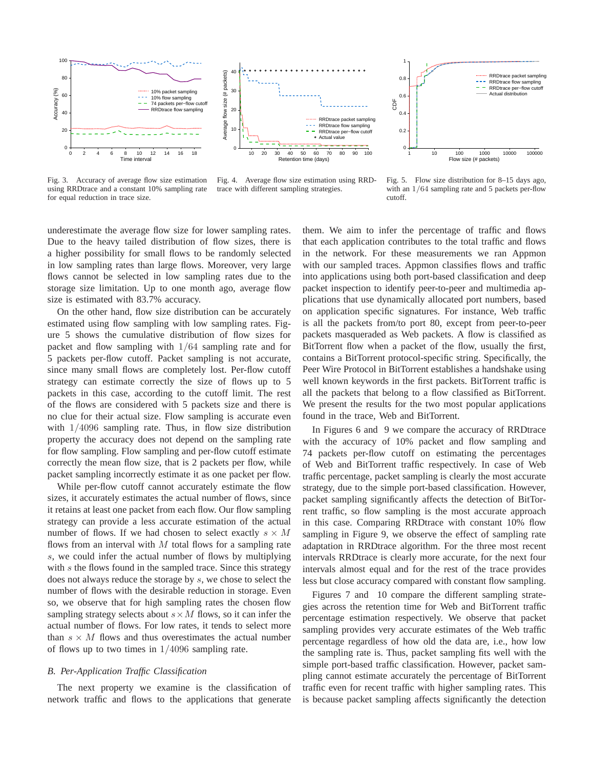Fig. 3. Accuracy of average flow size estimation using RRDtrace and a constant 10% sampling rate for equal reduction in trace size.

Fig. 4. Average flow size estimation using RRDtrace with different sampling strategies.

Fig. 5. Flow size distribution for 8–15 days ago, with an $1/64$ sampling rate and 5 packets per-flow cutoff.

underestimate the average flow size for lower sampling rates. Due to the heavy tailed distribution of flow sizes, there is a higher possibility for small flows to be randomly selected in low sampling rates than large flows. Moreover, very large flows cannot be selected in low sampling rates due to the storage size limitation. Up to one month ago, average flow size is estimated with 83.7% accuracy.

On the other hand, flow size distribution can be accurately estimated using flow sampling with low sampling rates. Figure 5 shows the cumulative distribution of flow sizes for packet and flow sampling with $1/64$ sampling rate and for 5 packets per-flow cutoff. Packet sampling is not accurate, since many small flows are completely lost. Per-flow cutoff strategy can estimate correctly the size of flows up to 5 packets in this case, according to the cutoff limit. The rest of the flows are considered with 5 packets size and there is no clue for their actual size. Flow sampling is accurate even with $1/4096$ sampling rate. Thus, in flow size distribution property the accuracy does not depend on the sampling rate for flow sampling. Flow sampling and per-flow cutoff estimate correctly the mean flow size, that is 2 packets per flow, while packet sampling incorrectly estimate it as one packet per flow.

While per-flow cutoff cannot accurately estimate the flow sizes, it accurately estimates the actual number of flows, since it retains at least one packet from each flow. Our flow sampling strategy can provide a less accurate estimation of the actual number of flows. If we had chosen to select exactly $s \times M$ flows from an interval with $M$ total flows for a sampling rate $s$, we could infer the actual number of flows by multiplying with $s$ the flows found in the sampled trace. Since this strategy does not always reduce the storage by $s$, we chose to select the number of flows with the desirable reduction in storage. Even so, we observe that for high sampling rates the chosen flow sampling strategy selects about $s \times M$ flows, so it can infer the actual number of flows. For low rates, it tends to select more than $s \times M$ flows and thus overestimates the actual number of flows up to two times in $1/4096$ sampling rate.

### *B. Per-Application Traffic Classification*

The next property we examine is the classification of network traffic and flows to the applications that generate them. We aim to infer the percentage of traffic and flows that each application contributes to the total traffic and flows in the network. For these measurements we ran Appmon with our sampled traces. Appmon classifies flows and traffic into applications using both port-based classification and deep packet inspection to identify peer-to-peer and multimedia applications that use dynamically allocated port numbers, based on application specific signatures. For instance, Web traffic is all the packets from/to port 80, except from peer-to-peer packets masqueraded as Web packets. A flow is classified as BitTorrent flow when a packet of the flow, usually the first, contains a BitTorrent protocol-specific string. Specifically, the Peer Wire Protocol in BitTorrent establishes a handshake using well known keywords in the first packets. BitTorrent traffic is all the packets that belong to a flow classified as BitTorrent. We present the results for the two most popular applications found in the trace, Web and BitTorrent.

In Figures 6 and 9 we compare the accuracy of RRDtrace with the accuracy of 10% packet and flow sampling and 74 packets per-flow cutoff on estimating the percentages of Web and BitTorrent traffic respectively. In case of Web traffic percentage, packet sampling is clearly the most accurate strategy, due to the simple port-based classification. However, packet sampling significantly affects the detection of BitTorrent traffic, so flow sampling is the most accurate approach in this case. Comparing RRDtrace with constant 10% flow sampling in Figure 9, we observe the effect of sampling rate adaptation in RRDtrace algorithm. For the three most recent intervals RRDtrace is clearly more accurate, for the next four intervals almost equal and for the rest of the trace provides less but close accuracy compared with constant flow sampling.

Figures 7 and 10 compare the different sampling strategies across the retention time for Web and BitTorrent traffic percentage estimation respectively. We observe that packet sampling provides very accurate estimates of the Web traffic percentage regardless of how old the data are, i.e., how low the sampling rate is. Thus, packet sampling fits well with the simple port-based traffic classification. However, packet sampling cannot estimate accurately the percentage of BitTorrent traffic even for recent traffic with higher sampling rates. This is because packet sampling affects significantly the detection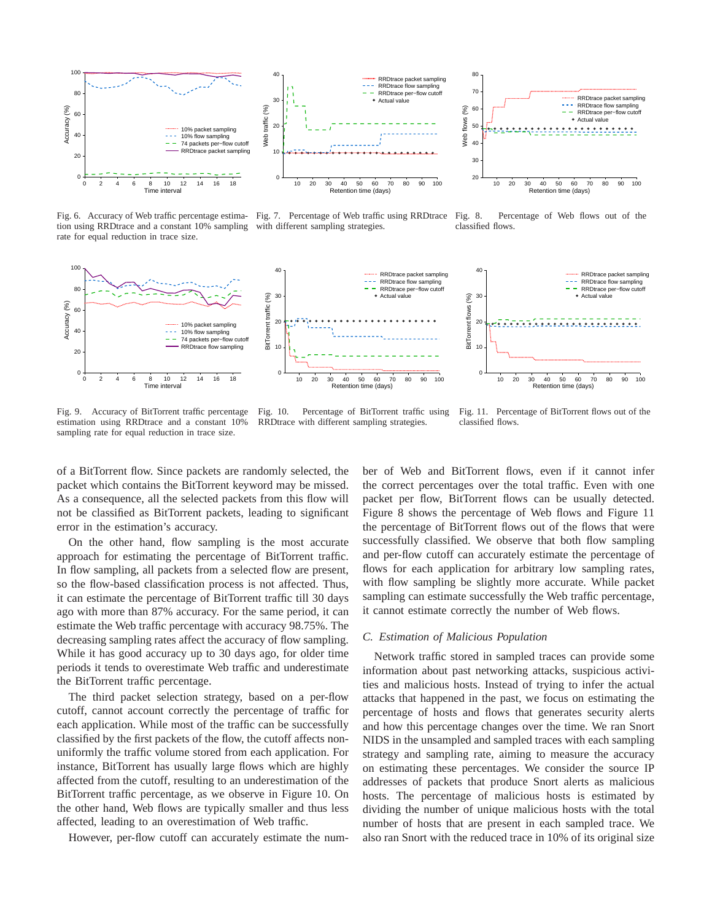Fig. 6. Accuracy of Web traffic percentage estimation using RRDtrace and a constant 10% sampling rate for equal reduction in trace size.

Fig. 7. Percentage of Web traffic using RRDtrace with different sampling strategies.

Fig. 8. Percentage of Web flows out of the classified flows.

Fig. 9. Accuracy of BitTorrent traffic percentage estimation using RRDtrace and a constant 10% sampling rate for equal reduction in trace size.

Fig. 10. Percentage of BitTorrent traffic using RRDtrace with different sampling strategies.

Fig. 11. Percentage of BitTorrent flows out of the classified flows.

of a BitTorrent flow. Since packets are randomly selected, the packet which contains the BitTorrent keyword may be missed. As a consequence, all the selected packets from this flow will not be classified as BitTorrent packets, leading to significant error in the estimation's accuracy.

On the other hand, flow sampling is the most accurate approach for estimating the percentage of BitTorrent traffic. In flow sampling, all packets from a selected flow are present, so the flow-based classification process is not affected. Thus, it can estimate the percentage of BitTorrent traffic till 30 days ago with more than 87% accuracy. For the same period, it can estimate the Web traffic percentage with accuracy 98.75%. The decreasing sampling rates affect the accuracy of flow sampling. While it has good accuracy up to 30 days ago, for older time periods it tends to overestimate Web traffic and underestimate the BitTorrent traffic percentage.

The third packet selection strategy, based on a per-flow cutoff, cannot account correctly the percentage of traffic for each application. While most of the traffic can be successfully classified by the first packets of the flow, the cutoff affects non-uniformly the traffic volume stored from each application. For instance, BitTorrent has usually large flows which are highly affected from the cutoff, resulting to an underestimation of the BitTorrent traffic percentage, as we observe in Figure 10. On the other hand, Web flows are typically smaller and thus less affected, leading to an overestimation of Web traffic.

However, per-flow cutoff can accurately estimate the number of Web and BitTorrent flows, even if it cannot infer the correct percentages over the total traffic. Even with one packet per flow, BitTorrent flows can be usually detected. Figure 8 shows the percentage of Web flows and Figure 11 the percentage of BitTorrent flows out of the flows that were successfully classified. We observe that both flow sampling and per-flow cutoff can accurately estimate the percentage of flows for each application for arbitrary low sampling rates, with flow sampling be slightly more accurate. While packet sampling can estimate successfully the Web traffic percentage, it cannot estimate correctly the number of Web flows.

### C. *Estimation of Malicious Population*

Network traffic stored in sampled traces can provide some information about past networking attacks, suspicious activities and malicious hosts. Instead of trying to infer the actual attacks that happened in the past, we focus on estimating the percentage of hosts and flows that generates security alerts and how this percentage changes over the time. We ran Snort NIDS in the unsampled and sampled traces with each sampling strategy and sampling rate, aiming to measure the accuracy on estimating these percentages. We consider the source IP addresses of packets that produce Snort alerts as malicious hosts. The percentage of malicious hosts is estimated by dividing the number of unique malicious hosts with the total number of hosts that are present in each sampled trace. We also ran Snort with the reduced trace in 10% of its original size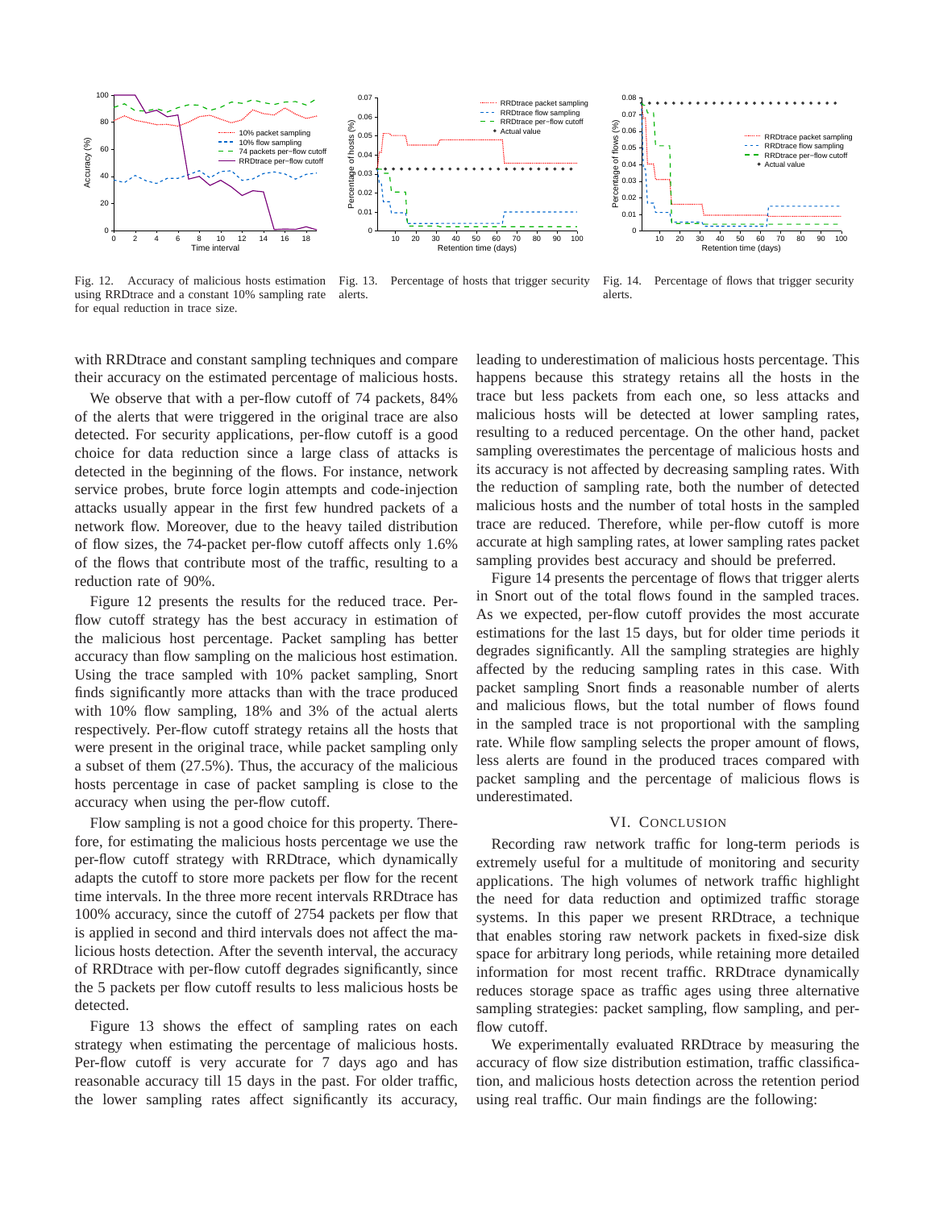Fig. 12. Accuracy of malicious hosts estimation using RRDtrace and a constant 10% sampling rate for equal reduction in trace size.

Fig. 13. Percentage of hosts that trigger security alerts.

Fig. 14. Percentage of flows that trigger security alerts.

with RRDtrace and constant sampling techniques and compare their accuracy on the estimated percentage of malicious hosts.

We observe that with a per-flow cutoff of 74 packets, 84% of the alerts that were triggered in the original trace are also detected. For security applications, per-flow cutoff is a good choice for data reduction since a large class of attacks is detected in the beginning of the flows. For instance, network service probes, brute force login attempts and code-injection attacks usually appear in the first few hundred packets of a network flow. Moreover, due to the heavy tailed distribution of flow sizes, the 74-packet per-flow cutoff affects only 1.6% of the flows that contribute most of the traffic, resulting to a reduction rate of 90%.

Figure 12 presents the results for the reduced trace. Per-flow cutoff strategy has the best accuracy in estimation of the malicious host percentage. Packet sampling has better accuracy than flow sampling on the malicious host estimation. Using the trace sampled with 10% packet sampling, Snort finds significantly more attacks than with the trace produced with 10% flow sampling, 18% and 3% of the actual alerts respectively. Per-flow cutoff strategy retains all the hosts that were present in the original trace, while packet sampling only a subset of them (27.5%). Thus, the accuracy of the malicious hosts percentage in case of packet sampling is close to the accuracy when using the per-flow cutoff.

Flow sampling is not a good choice for this property. Therefore, for estimating the malicious hosts percentage we use the per-flow cutoff strategy with RRDtrace, which dynamically adapts the cutoff to store more packets per flow for the recent time intervals. In the three more recent intervals RRDtrace has 100% accuracy, since the cutoff of 2754 packets per flow that is applied in second and third intervals does not affect the malicious hosts detection. After the seventh interval, the accuracy of RRDtrace with per-flow cutoff degrades significantly, since the 5 packets per flow cutoff results to less malicious hosts be detected.

Figure 13 shows the effect of sampling rates on each strategy when estimating the percentage of malicious hosts. Per-flow cutoff is very accurate for 7 days ago and has reasonable accuracy till 15 days in the past. For older traffic, the lower sampling rates affect significantly its accuracy, leading to underestimation of malicious hosts percentage. This happens because this strategy retains all the hosts in the trace but less packets from each one, so less attacks and malicious hosts will be detected at lower sampling rates, resulting to a reduced percentage. On the other hand, packet sampling overestimates the percentage of malicious hosts and its accuracy is not affected by decreasing sampling rates. With the reduction of sampling rate, both the number of detected malicious hosts and the number of total hosts in the sampled trace are reduced. Therefore, while per-flow cutoff is more accurate at high sampling rates, at lower sampling rates packet sampling provides best accuracy and should be preferred.

Figure 14 presents the percentage of flows that trigger alerts in Snort out of the total flows found in the sampled traces. As we expected, per-flow cutoff provides the most accurate estimations for the last 15 days, but for older time periods it degrades significantly. All the sampling strategies are highly affected by the reducing sampling rates in this case. With packet sampling Snort finds a reasonable number of alerts and malicious flows, but the total number of flows found in the sampled trace is not proportional with the sampling rate. While flow sampling selects the proper amount of flows, less alerts are found in the produced traces compared with packet sampling and the percentage of malicious flows is underestimated.

## VI. Conclusion

Recording raw network traffic for long-term periods is extremely useful for a multitude of monitoring and security applications. The high volumes of network traffic highlight the need for data reduction and optimized traffic storage systems. In this paper we present RRDtrace, a technique that enables storing raw network packets in fixed-size disk space for arbitrary long periods, while retaining more detailed information for most recent traffic. RRDtrace dynamically reduces storage space as traffic ages using three alternative sampling strategies: packet sampling, flow sampling, and per-flow cutoff.

We experimentally evaluated RRDtrace by measuring the accuracy of flow size distribution estimation, traffic classification, and malicious hosts detection across the retention period using real traffic. Our main findings are the following: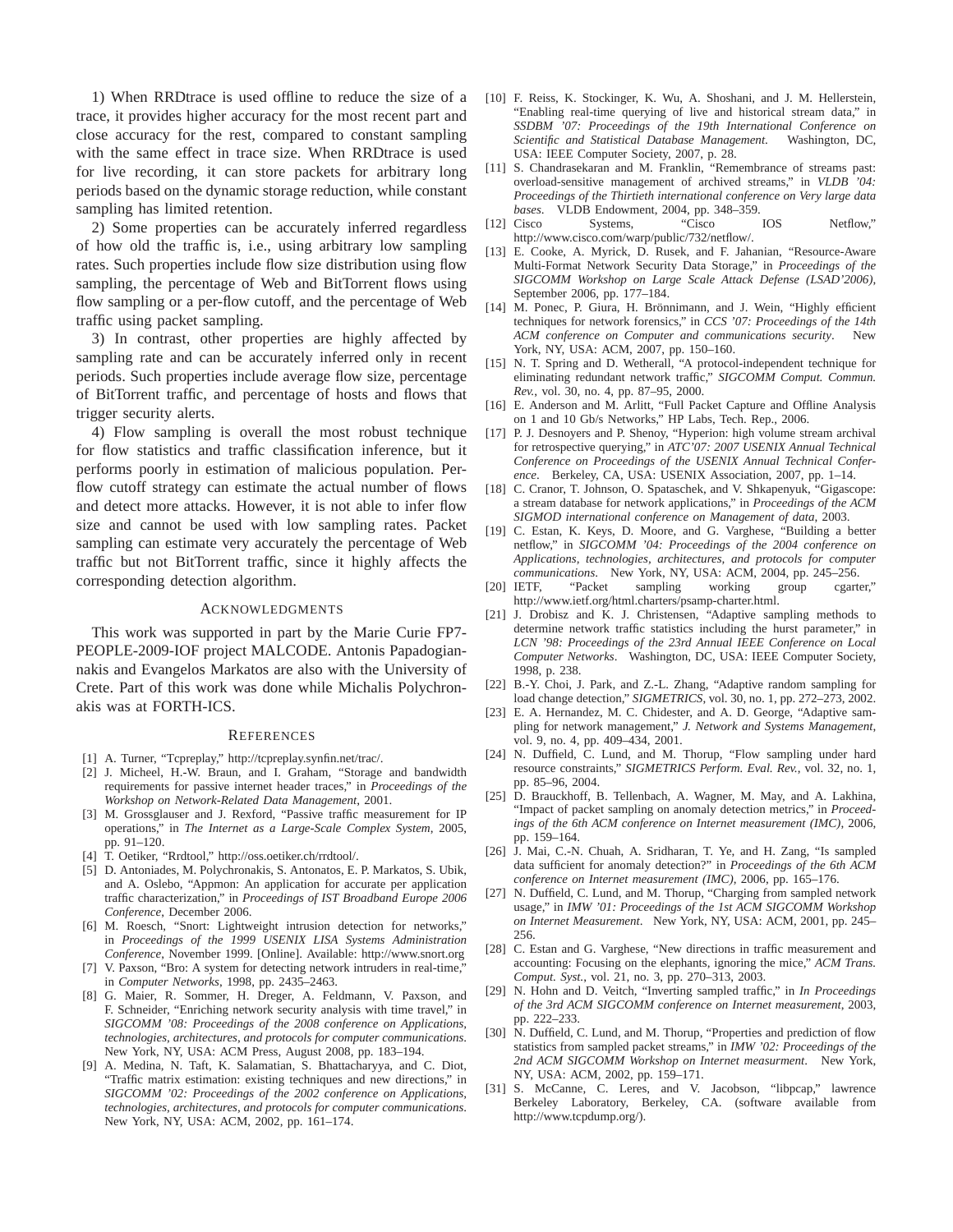1) When RRDtrace is used offline to reduce the size of a trace, it provides higher accuracy for the most recent part and close accuracy for the rest, compared to constant sampling with the same effect in trace size. When RRDtrace is used for live recording, it can store packets for arbitrary long periods based on the dynamic storage reduction, while constant sampling has limited retention.

2) Some properties can be accurately inferred regardless of how old the traffic is, i.e., using arbitrary low sampling rates. Such properties include flow size distribution using flow sampling, the percentage of Web and BitTorrent flows using flow sampling or a per-flow cutoff, and the percentage of Web traffic using packet sampling.

3) In contrast, other properties are highly affected by sampling rate and can be accurately inferred only in recent periods. Such properties include average flow size, percentage of BitTorrent traffic, and percentage of hosts and flows that trigger security alerts.

4) Flow sampling is overall the most robust technique for flow statistics and traffic classification inference, but it performs poorly in estimation of malicious population. Per-flow cutoff strategy can estimate the actual number of flows and detect more attacks. However, it is not able to infer flow size and cannot be used with low sampling rates. Packet sampling can estimate very accurately the percentage of Web traffic but not BitTorrent traffic, since it highly affects the corresponding detection algorithm.

## Acknowledgments

This work was supported in part by the Marie Curie FP7-PEOPLE-2009-IOF project MALCODE. Antonis Papadogiannakis and Evangelos Markatos are also with the University of Crete. Part of this work was done while Michalis Polychronakis was at FORTH-ICS.

## References

[1] A. Turner, "Tcpreplay," http://tcpreplay.synfin.net/trac/.

[2] J. Micheel, H.-W. Braun, and I. Graham, "Storage and bandwidth requirements for passive internet header traces," in *Proceedings of the Workshop on Network-Related Data Management*, 2001.

[3] M. Grossglauser and J. Rexford, "Passive traffic measurement for IP operations," in *The Internet as a Large-Scale Complex System*, 2005, pp. 91–120.

[4] T. Oetiker, "Rrdtool," http://oss.oetiker.ch/rrdtool/.

[5] D. Antoniades, M. Polychronakis, S. Antonatos, E. P. Markatos, S. Ubik, and A. Oslebo, "Appmon: An application for accurate per application traffic characterization," in *Proceedings of IST Broadband Europe 2006 Conference*, December 2006.

[6] M. Roesch, "Snort: Lightweight intrusion detection for networks," in *Proceedings of the 1999 USENIX LISA Systems Administration Conference*, November 1999. [Online]. Available: http://www.snort.org

[7] V. Paxson, "Bro: A system for detecting network intruders in real-time," in *Computer Networks*, 1998, pp. 2435–2463.

[8] G. Maier, R. Sommer, H. Dreger, A. Feldmann, V. Paxson, and F. Schneider, "Enriching network security analysis with time travel," in *SIGCOMM '08: Proceedings of the 2008 conference on Applications, technologies, architectures, and protocols for computer communications*. New York, NY, USA: ACM Press, August 2008, pp. 183–194.

[9] A. Medina, N. Taft, K. Salamatian, S. Bhattacharyya, and C. Diot, "Traffic matrix estimation: existing techniques and new directions," in *SIGCOMM '02: Proceedings of the 2002 conference on Applications, technologies, architectures, and protocols for computer communications*. New York, NY, USA: ACM, 2002, pp. 161–174.

[10] F. Reiss, K. Stockinger, K. Wu, A. Shoshani, and J. M. Hellerstein, "Enabling real-time querying of live and historical stream data," in *SSDBM '07: Proceedings of the 19th International Conference on Scientific and Statistical Database Management*. Washington, DC, USA: IEEE Computer Society, 2007, p. 28.

[11] S. Chandrasekaran and M. Franklin, "Remembrance of streams past: overload-sensitive management of archived streams," in *VLDB '04: Proceedings of the Thirtieth international conference on Very large data bases*. VLDB Endowment, 2004, pp. 348–359.

[12] Cisco Systems, "Cisco IOS Netflow," http://www.cisco.com/warp/public/732/netflow/.

[13] E. Cooke, A. Myrick, D. Rusek, and F. Jahanian, "Resource-Aware Multi-Format Network Security Data Storage," in *Proceedings of the SIGCOMM Workshop on Large Scale Attack Defense (LSAD'2006)*, September 2006, pp. 177–184.

[14] M. Ponec, P. Giura, H. Brönnimann, and J. Wein, "Highly efficient techniques for network forensics," in *CCS '07: Proceedings of the 14th ACM conference on Computer and communications security*. New York, NY, USA: ACM, 2007, pp. 150–160.

[15] N. T. Spring and D. Wetherall, "A protocol-independent technique for eliminating redundant network traffic," *SIGCOMM Comput. Commun. Rev.*, vol. 30, no. 4, pp. 87–95, 2000.

[16] E. Anderson and M. Arlitt, "Full Packet Capture and Offline Analysis on 1 and 10 Gb/s Networks," HP Labs, Tech. Rep., 2006.

[17] P. J. Desnoyers and P. Shenoy, "Hyperion: high volume stream archival for retrospective querying," in *ATC'07: 2007 USENIX Annual Technical Conference on Proceedings of the USENIX Annual Technical Conference*. Berkeley, CA, USA: USENIX Association, 2007, pp. 1–14.

[18] C. Cranor, T. Johnson, O. Spataschek, and V. Shkapenyuk, "Gigascope: a stream database for network applications," in *Proceedings of the ACM SIGMOD international conference on Management of data*, 2003.

[19] C. Estan, K. Keys, D. Moore, and G. Varghese, "Building a better netflow," in *SIGCOMM '04: Proceedings of the 2004 conference on Applications, technologies, architectures, and protocols for computer communications*. New York, NY, USA: ACM, 2004, pp. 245–256.

[20] IETF, "Packet sampling working group cgarter," http://www.ietf.org/html.charters/psamp-charter.html.

[21] J. Drobisz and K. J. Christensen, "Adaptive sampling methods to determine network traffic statistics including the hurst parameter," in *LCN '98: Proceedings of the 23rd Annual IEEE Conference on Local Computer Networks*. Washington, DC, USA: IEEE Computer Society, 1998, p. 238.

[22] B.-Y. Choi, J. Park, and Z.-L. Zhang, "Adaptive random sampling for load change detection," *SIGMETRICS*, vol. 30, no. 1, pp. 272–273, 2002.

[23] E. A. Hernandez, M. C. Chidester, and A. D. George, "Adaptive sampling for network management," *J. Network and Systems Management*, vol. 9, no. 4, pp. 409–434, 2001.

[24] N. Duffield, C. Lund, and M. Thorup, "Flow sampling under hard resource constraints," *SIGMETRICS Perform. Eval. Rev.*, vol. 32, no. 1, pp. 85–96, 2004.

[25] D. Brauckhoff, B. Tellenbach, A. Wagner, M. May, and A. Lakhina, "Impact of packet sampling on anomaly detection metrics," in *Proceedings of the 6th ACM conference on Internet measurement (IMC)*, 2006, pp. 159–164.

[26] J. Mai, C.-N. Chuah, A. Sridharan, T. Ye, and H. Zang, "Is sampled data sufficient for anomaly detection?" in *Proceedings of the 6th ACM conference on Internet measurement (IMC)*, 2006, pp. 165–176.

[27] N. Duffield, C. Lund, and M. Thorup, "Charging from sampled network usage," in *IMW '01: Proceedings of the 1st ACM SIGCOMM Workshop on Internet Measurement*. New York, NY, USA: ACM, 2001, pp. 245–256.

[28] C. Estan and G. Varghese, "New directions in traffic measurement and accounting: Focusing on the elephants, ignoring the mice," *ACM Trans. Comput. Syst.*, vol. 21, no. 3, pp. 270–313, 2003.

[29] N. Hohn and D. Veitch, "Inverting sampled traffic," in *In Proceedings of the 3rd ACM SIGCOMM conference on Internet measurement*, 2003, pp. 222–233.

[30] N. Duffield, C. Lund, and M. Thorup, "Properties and prediction of flow statistics from sampled packet streams," in *IMW '02: Proceedings of the 2nd ACM SIGCOMM Workshop on Internet measurment*. New York, NY, USA: ACM, 2002, pp. 159–171.

[31] S. McCanne, C. Leres, and V. Jacobson, "libpcap," lawrence Berkeley Laboratory, Berkeley, CA. (software available from http://www.tcpdump.org/).